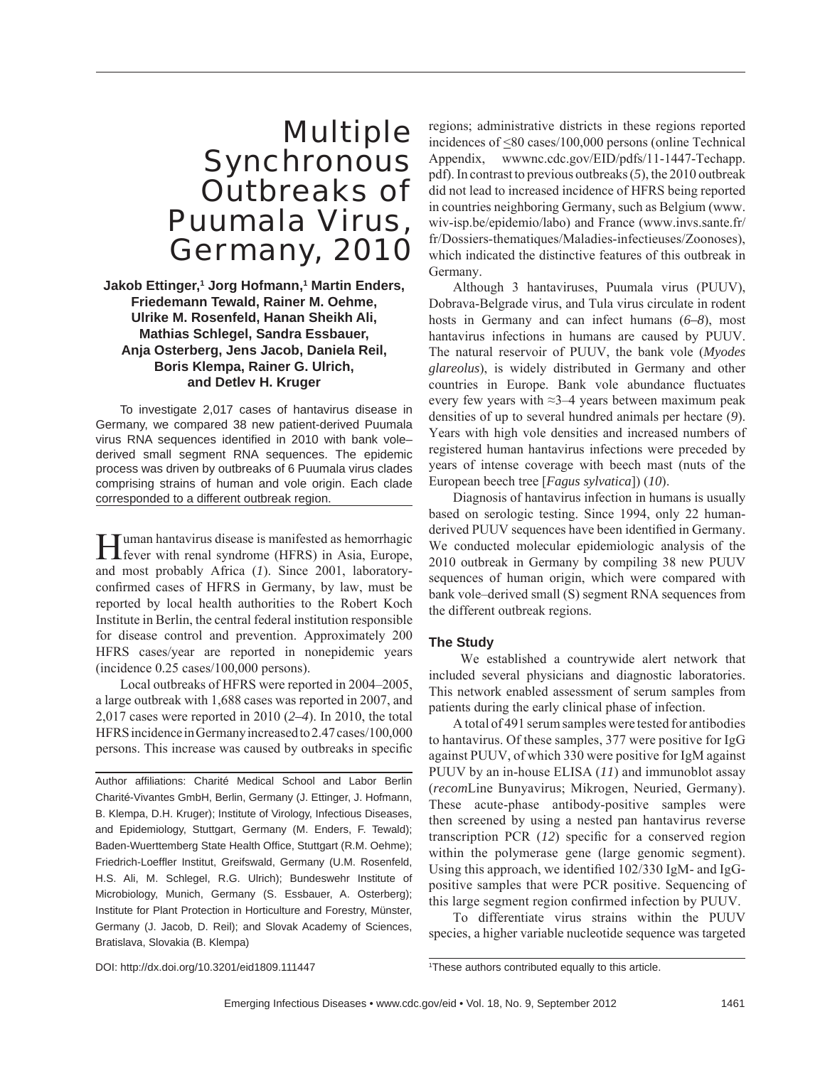# Multiple Synchronous Outbreaks of Puumala Virus, Germany, 2010

**Jakob Ettinger,[1] Jorg Hofmann,[1] Martin Enders, Friedemann Tewald, Rainer M. Oehme, Ulrike M. Rosenfeld, Hanan Sheikh Ali, Mathias Schlegel, Sandra Essbauer, Anja Osterberg, Jens Jacob, Daniela Reil, Boris Klempa, Rainer G. Ulrich, and Detlev H. Kruger**

To investigate 2,017 cases of hantavirus disease in Germany, we compared 38 new patient-derived Puumala virus RNA sequences identified in 2010 with bank vole–derived small segment RNA sequences. The epidemic process was driven by outbreaks of 6 Puumala virus clades comprising strains of human and vole origin. Each clade corresponded to a different outbreak region.

Human hantavirus disease is manifested as hemorrhagic fever with renal syndrome (HFRS) in Asia, Europe, and most probably Africa (*1*). Since 2001, laboratory-confirmed cases of HFRS in Germany, by law, must be reported by local health authorities to the Robert Koch Institute in Berlin, the central federal institution responsible for disease control and prevention. Approximately 200 HFRS cases/year are reported in nonepidemic years (incidence 0.25 cases/100,000 persons).

Local outbreaks of HFRS were reported in 2004–2005, a large outbreak with 1,688 cases was reported in 2007, and 2,017 cases were reported in 2010 (*2–4*). In 2010, the total HFRS incidence in Germany increased to 2.47 cases/100,000 persons. This increase was caused by outbreaks in specific regions; administrative districts in these regions reported incidences of ≤80 cases/100,000 persons (online Technical Appendix, wwwnc.cdc.gov/EID/pdfs/11-1447-Techapp.pdf). In contrast to previous outbreaks (*5*), the 2010 outbreak did not lead to increased incidence of HFRS being reported in countries neighboring Germany, such as Belgium (www.wiv-isp.be/epidemio/labo) and France (www.invs.sante.fr/fr/Dossiers-thematiques/Maladies-infectieuses/Zoonoses), which indicated the distinctive features of this outbreak in Germany.

Although 3 hantaviruses, Puumala virus (PUUV), Dobrava-Belgrade virus, and Tula virus circulate in rodent hosts in Germany and can infect humans (*6–8*), most hantavirus infections in humans are caused by PUUV. The natural reservoir of PUUV, the bank vole (*Myodes glareolus*), is widely distributed in Germany and other countries in Europe. Bank vole abundance fluctuates every few years with ≈3–4 years between maximum peak densities of up to several hundred animals per hectare (*9*). Years with high vole densities and increased numbers of registered human hantavirus infections were preceded by years of intense coverage with beech mast (nuts of the European beech tree [*Fagus sylvatica*]) (*10*).

Diagnosis of hantavirus infection in humans is usually based on serologic testing. Since 1994, only 22 human-derived PUUV sequences have been identified in Germany. We conducted molecular epidemiologic analysis of the 2010 outbreak in Germany by compiling 38 new PUUV sequences of human origin, which were compared with bank vole–derived small (S) segment RNA sequences from the different outbreak regions.

## The Study

We established a countrywide alert network that included several physicians and diagnostic laboratories. This network enabled assessment of serum samples from patients during the early clinical phase of infection.

A total of 491 serum samples were tested for antibodies to hantavirus. Of these samples, 377 were positive for IgG against PUUV, of which 330 were positive for IgM against PUUV by an in-house ELISA (*11*) and immunoblot assay (*recom*Line Bunyavirus; Mikrogen, Neuried, Germany). These acute-phase antibody-positive samples were then screened by using a nested pan hantavirus reverse transcription PCR (*12*) specific for a conserved region within the polymerase gene (large genomic segment). Using this approach, we identified 102/330 IgM- and IgG-positive samples that were PCR positive. Sequencing of this large segment region confirmed infection by PUUV.

To differentiate virus strains within the PUUV species, a higher variable nucleotide sequence was targeted

Author affiliations: Charité Medical School and Labor Berlin Charité-Vivantes GmbH, Berlin, Germany (J. Ettinger, J. Hofmann, B. Klempa, D.H. Kruger); Institute of Virology, Infectious Diseases, and Epidemiology, Stuttgart, Germany (M. Enders, F. Tewald); Baden-Wuerttemberg State Health Office, Stuttgart (R.M. Oehme); Friedrich-Loeffler Institut, Greifswald, Germany (U.M. Rosenfeld, H.S. Ali, M. Schlegel, R.G. Ulrich); Bundeswehr Institute of Microbiology, Munich, Germany (S. Essbauer, A. Osterberg); Institute for Plant Protection in Horticulture and Forestry, Münster, Germany (J. Jacob, D. Reil); and Slovak Academy of Sciences, Bratislava, Slovakia (B. Klempa)

DOI: http://dx.doi.org/10.3201/eid1809.111447

[1]These authors contributed equally to this article.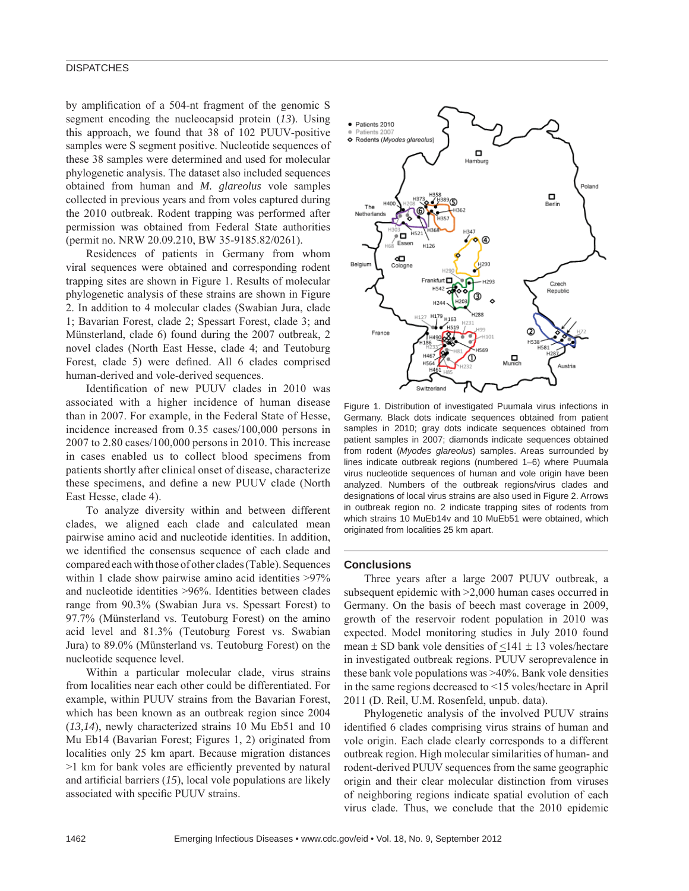by amplification of a 504-nt fragment of the genomic S segment encoding the nucleocapsid protein (*13*). Using this approach, we found that 38 of 102 PUUV-positive samples were S segment positive. Nucleotide sequences of these 38 samples were determined and used for molecular phylogenetic analysis. The dataset also included sequences obtained from human and *M. glareolus* vole samples collected in previous years and from voles captured during the 2010 outbreak. Rodent trapping was performed after permission was obtained from Federal State authorities (permit no. NRW 20.09.210, BW 35-9185.82/0261).

Residences of patients in Germany from whom viral sequences were obtained and corresponding rodent trapping sites are shown in Figure 1. Results of molecular phylogenetic analysis of these strains are shown in Figure 2. In addition to 4 molecular clades (Swabian Jura, clade 1; Bavarian Forest, clade 2; Spessart Forest, clade 3; and Münsterland, clade 6) found during the 2007 outbreak, 2 novel clades (North East Hesse, clade 4; and Teutoburg Forest, clade 5) were defined. All 6 clades comprised human-derived and vole-derived sequences.

Identification of new PUUV clades in 2010 was associated with a higher incidence of human disease than in 2007. For example, in the Federal State of Hesse, incidence increased from 0.35 cases/100,000 persons in 2007 to 2.80 cases/100,000 persons in 2010. This increase in cases enabled us to collect blood specimens from patients shortly after clinical onset of disease, characterize these specimens, and define a new PUUV clade (North East Hesse, clade 4).

To analyze diversity within and between different clades, we aligned each clade and calculated mean pairwise amino acid and nucleotide identities. In addition, we identified the consensus sequence of each clade and compared each with those of other clades (Table). Sequences within 1 clade show pairwise amino acid identities >97% and nucleotide identities >96%. Identities between clades range from 90.3% (Swabian Jura vs. Spessart Forest) to 97.7% (Münsterland vs. Teutoburg Forest) on the amino acid level and 81.3% (Teutoburg Forest vs. Swabian Jura) to 89.0% (Münsterland vs. Teutoburg Forest) on the nucleotide sequence level.

Within a particular molecular clade, virus strains from localities near each other could be differentiated. For example, within PUUV strains from the Bavarian Forest, which has been known as an outbreak region since 2004 (*13,14*), newly characterized strains 10 Mu Eb51 and 10 Mu Eb14 (Bavarian Forest; Figures 1, 2) originated from localities only 25 km apart. Because migration distances >1 km for bank voles are efficiently prevented by natural and artificial barriers (*15*), local vole populations are likely associated with specific PUUV strains.

Figure 1. Distribution of investigated Puumala virus infections in Germany. Black dots indicate sequences obtained from patient samples in 2010; gray dots indicate sequences obtained from patient samples in 2007; diamonds indicate sequences obtained from rodent (*Myodes glareolus*) samples. Areas surrounded by lines indicate outbreak regions (numbered 1–6) where Puumala virus nucleotide sequences of human and vole origin have been analyzed. Numbers of the outbreak regions/virus clades and designations of local virus strains are also used in Figure 2. Arrows in outbreak region no. 2 indicate trapping sites of rodents from which strains 10 MuEb14v and 10 MuEb51 were obtained, which originated from localities 25 km apart.

## Conclusions

Three years after a large 2007 PUUV outbreak, a subsequent epidemic with >2,000 human cases occurred in Germany. On the basis of beech mast coverage in 2009, growth of the reservoir rodent population in 2010 was expected. Model monitoring studies in July 2010 found mean ± SD bank vole densities of ≤141 ± 13 voles/hectare in investigated outbreak regions. PUUV seroprevalence in these bank vole populations was >40%. Bank vole densities in the same regions decreased to <15 voles/hectare in April 2011 (D. Reil, U.M. Rosenfeld, unpub. data).

Phylogenetic analysis of the involved PUUV strains identified 6 clades comprising virus strains of human and vole origin. Each clade clearly corresponds to a different outbreak region. High molecular similarities of human- and rodent-derived PUUV sequences from the same geographic origin and their clear molecular distinction from viruses of neighboring regions indicate spatial evolution of each virus clade. Thus, we conclude that the 2010 epidemic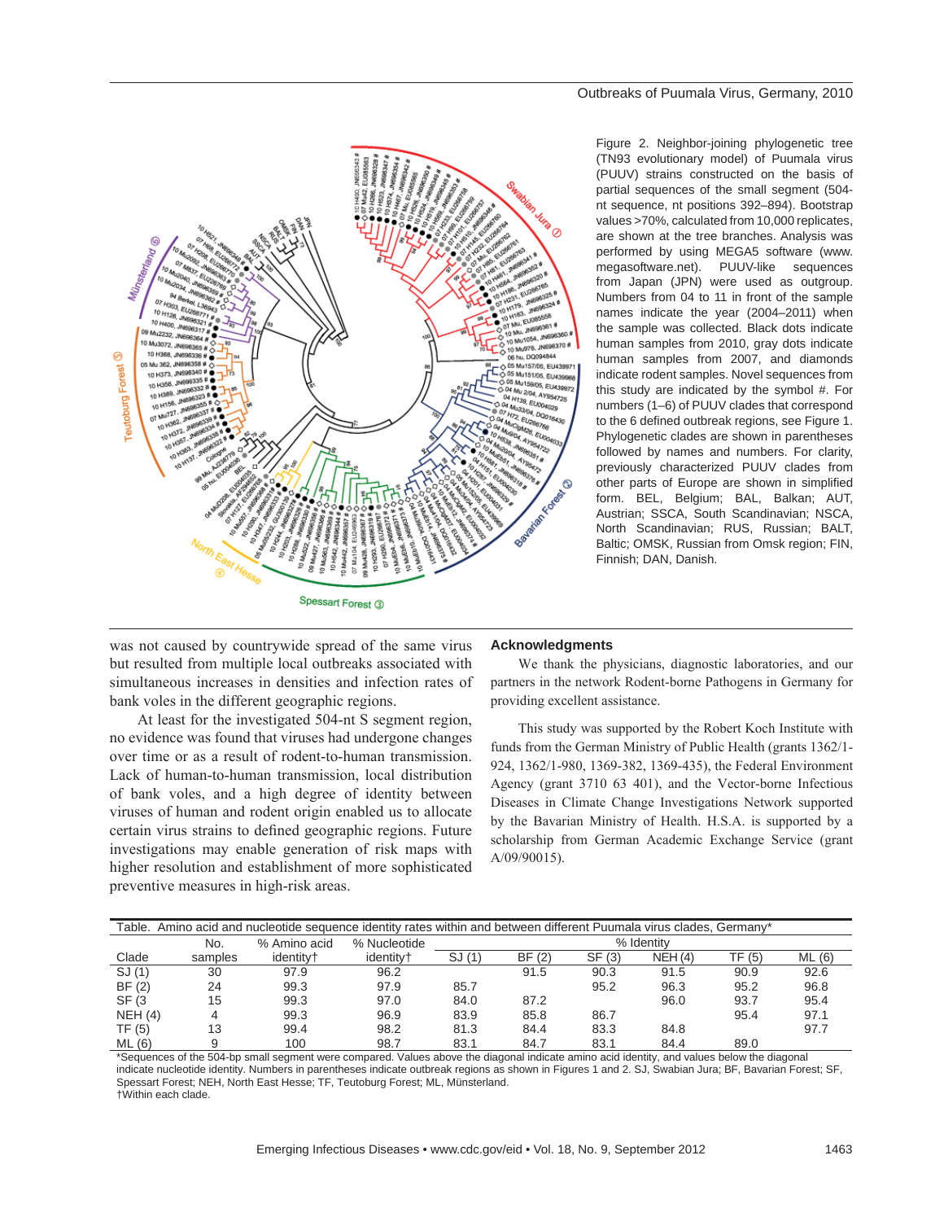Figure 2. Neighbor-joining phylogenetic tree (TN93 evolutionary model) of Puumala virus (PUUV) strains constructed on the basis of partial sequences of the small segment (504-nt sequence, nt positions 392–894). Bootstrap values >70%, calculated from 10,000 replicates, are shown at the tree branches. Analysis was performed by using MEGA5 software (www.megasoftware.net). PUUV-like sequences from Japan (JPN) were used as outgroup. Numbers from 04 to 11 in front of the sample names indicate the year (2004–2011) when the sample was collected. Black dots indicate human samples from 2010, gray dots indicate human samples from 2007, and diamonds indicate rodent samples. Novel sequences from this study are indicated by the symbol #. For numbers (1–6) of PUUV clades that correspond to the 6 defined outbreak regions, see Figure 1. Phylogenetic clades are shown in parentheses followed by names and numbers. For clarity, previously characterized PUUV clades from other parts of Europe are shown in simplified form. BEL, Belgium; BAL, Balkan; AUT, Austrian; SSCA, South Scandinavian; NSCA, North Scandinavian; RUS, Russian; BALT, Baltic; OMSK, Russian from Omsk region; FIN, Finnish; DAN, Danish.

was not caused by countrywide spread of the same virus but resulted from multiple local outbreaks associated with simultaneous increases in densities and infection rates of bank voles in the different geographic regions.

At least for the investigated 504-nt S segment region, no evidence was found that viruses had undergone changes over time or as a result of rodent-to-human transmission. Lack of human-to-human transmission, local distribution of bank voles, and a high degree of identity between viruses of human and rodent origin enabled us to allocate certain virus strains to defined geographic regions. Future investigations may enable generation of risk maps with higher resolution and establishment of more sophisticated preventive measures in high-risk areas.

## Acknowledgments

We thank the physicians, diagnostic laboratories, and our partners in the network Rodent-borne Pathogens in Germany for providing excellent assistance.

This study was supported by the Robert Koch Institute with funds from the German Ministry of Public Health (grants 1362/1-924, 1362/1-980, 1369-382, 1369-435), the Federal Environment Agency (grant 3710 63 401), and the Vector-borne Infectious Diseases in Climate Change Investigations Network supported by the Bavarian Ministry of Health. H.S.A. is supported by a scholarship from German Academic Exchange Service (grant A/09/90015).

Table. Amino acid and nucleotide sequence identity rates within and between different Puumala virus clades, Germany*

| Clade | No. samples | % Amino acid identity† | % Nucleotide identity† | % Identity | | | | | |
|---|---|---|---|---|---|---|---|---|---|
| | | | | SJ (1) | BF (2) | SF (3) | NEH (4) | TF (5) | ML (6) |
| SJ (1) | 30 | 97.9 | 96.2 | | 91.5 | 90.3 | 91.5 | 90.9 | 92.6 |
| BF (2) | 24 | 99.3 | 97.9 | 85.7 | | 95.2 | 96.3 | 95.2 | 96.8 |
| SF (3 | 15 | 99.3 | 97.0 | 84.0 | 87.2 | | 96.0 | 93.7 | 95.4 |
| NEH (4) | 4 | 99.3 | 96.9 | 83.9 | 85.8 | 86.7 | | 95.4 | 97.1 |
| TF (5) | 13 | 99.4 | 98.2 | 81.3 | 84.4 | 83.3 | 84.8 | | 97.7 |
| ML (6) | 9 | 100 | 98.7 | 83.1 | 84.7 | 83.1 | 84.4 | 89.0 | |

*Sequences of the 504-bp small segment were compared. Values above the diagonal indicate amino acid identity, and values below the diagonal indicate nucleotide identity. Numbers in parentheses indicate outbreak regions as shown in Figures 1 and 2. SJ, Swabian Jura; BF, Bavarian Forest; SF, Spessart Forest; NEH, North East Hesse; TF, Teutoburg Forest; ML, Münsterland.
†Within each clade.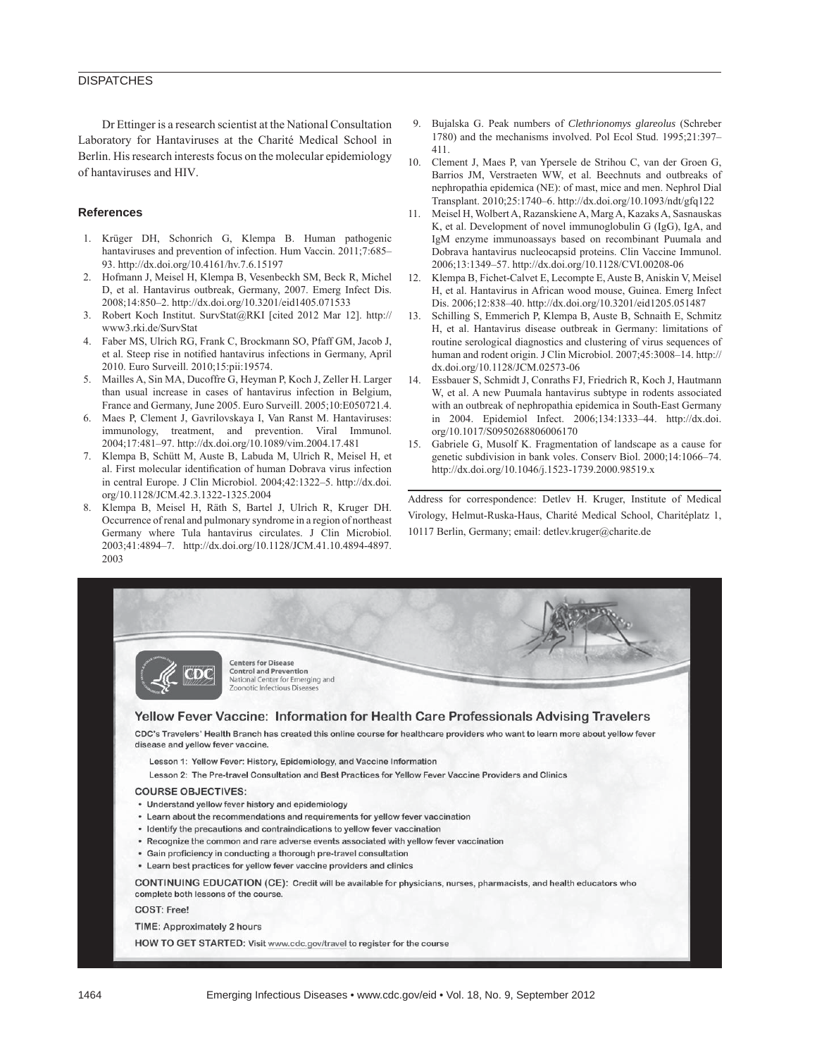Dr Ettinger is a research scientist at the National Consultation Laboratory for Hantaviruses at the Charité Medical School in Berlin. His research interests focus on the molecular epidemiology of hantaviruses and HIV.

## References

1. Krüger DH, Schonrich G, Klempa B. Human pathogenic hantaviruses and prevention of infection. Hum Vaccin. 2011;7:685–93. http://dx.doi.org/10.4161/hv.7.6.15197
2. Hofmann J, Meisel H, Klempa B, Vesenbeckh SM, Beck R, Michel D, et al. Hantavirus outbreak, Germany, 2007. Emerg Infect Dis. 2008;14:850–2. http://dx.doi.org/10.3201/eid1405.071533
3. Robert Koch Institut. SurvStat@RKI [cited 2012 Mar 12]. http://www3.rki.de/SurvStat
4. Faber MS, Ulrich RG, Frank C, Brockmann SO, Pfaff GM, Jacob J, et al. Steep rise in notified hantavirus infections in Germany, April 2010. Euro Surveill. 2010;15:pii:19574.
5. Mailles A, Sin MA, Ducoffre G, Heyman P, Koch J, Zeller H. Larger than usual increase in cases of hantavirus infection in Belgium, France and Germany, June 2005. Euro Surveill. 2005;10:E050721.4.
6. Maes P, Clement J, Gavrilovskaya I, Van Ranst M. Hantaviruses: immunology, treatment, and prevention. Viral Immunol. 2004;17:481–97. http://dx.doi.org/10.1089/vim.2004.17.481
7. Klempa B, Schütt M, Auste B, Labuda M, Ulrich R, Meisel H, et al. First molecular identification of human Dobrava virus infection in central Europe. J Clin Microbiol. 2004;42:1322–5. http://dx.doi.org/10.1128/JCM.42.3.1322-1325.2004
8. Klempa B, Meisel H, Räth S, Bartel J, Ulrich R, Kruger DH. Occurrence of renal and pulmonary syndrome in a region of northeast Germany where Tula hantavirus circulates. J Clin Microbiol. 2003;41:4894–7. http://dx.doi.org/10.1128/JCM.41.10.4894-4897.2003
9. Bujalska G. Peak numbers of *Clethrionomys glareolus* (Schreber 1780) and the mechanisms involved. Pol Ecol Stud. 1995;21:397–411.
10. Clement J, Maes P, van Ypersele de Strihou C, van der Groen G, Barrios JM, Verstraeten WW, et al. Beechnuts and outbreaks of nephropathia epidemica (NE): of mast, mice and men. Nephrol Dial Transplant. 2010;25:1740–6. http://dx.doi.org/10.1093/ndt/gfq122
11. Meisel H, Wolbert A, Razanskiene A, Marg A, Kazaks A, Sasnauskas K, et al. Development of novel immunoglobulin G (IgG), IgA, and IgM enzyme immunoassays based on recombinant Puumala and Dobrava hantavirus nucleocapsid proteins. Clin Vaccine Immunol. 2006;13:1349–57. http://dx.doi.org/10.1128/CVI.00208-06
12. Klempa B, Fichet-Calvet E, Lecompte E, Auste B, Aniskin V, Meisel H, et al. Hantavirus in African wood mouse, Guinea. Emerg Infect Dis. 2006;12:838–40. http://dx.doi.org/10.3201/eid1205.051487
13. Schilling S, Emmerich P, Klempa B, Auste B, Schnaith E, Schmitz H, et al. Hantavirus disease outbreak in Germany: limitations of routine serological diagnostics and clustering of virus sequences of human and rodent origin. J Clin Microbiol. 2007;45:3008–14. http://dx.doi.org/10.1128/JCM.02573-06
14. Essbauer S, Schmidt J, Conraths FJ, Friedrich R, Koch J, Hautmann W, et al. A new Puumala hantavirus subtype in rodents associated with an outbreak of nephropathia epidemica in South-East Germany in 2004. Epidemiol Infect. 2006;134:1333–44. http://dx.doi.org/10.1017/S0950268806006170
15. Gabriele G, Musolf K. Fragmentation of landscape as a cause for genetic subdivision in bank voles. Conserv Biol. 2000;14:1066–74. http://dx.doi.org/10.1046/j.1523-1739.2000.98519.x

Address for correspondence: Detlev H. Kruger, Institute of Medical Virology, Helmut-Ruska-Haus, Charité Medical School, Charitéplatz 1, 10117 Berlin, Germany; email: detlev.kruger@charite.de

Centers for Disease Control and Prevention
National Center for Emerging and Zoonotic Infectious Diseases

## Yellow Fever Vaccine: Information for Health Care Professionals Advising Travelers

CDC's Travelers' Health Branch has created this online course for healthcare providers who want to learn more about yellow fever disease and yellow fever vaccine.

Lesson 1: Yellow Fever: History, Epidemiology, and Vaccine Information

Lesson 2: The Pre-travel Consultation and Best Practices for Yellow Fever Vaccine Providers and Clinics

**COURSE OBJECTIVES:**

- Understand yellow fever history and epidemiology
- Learn about the recommendations and requirements for yellow fever vaccination
- Identify the precautions and contraindications to yellow fever vaccination
- Recognize the common and rare adverse events associated with yellow fever vaccination
- Gain proficiency in conducting a thorough pre-travel consultation
- Learn best practices for yellow fever vaccine providers and clinics

**CONTINUING EDUCATION (CE):** Credit will be available for physicians, nurses, pharmacists, and health educators who complete both lessons of the course.

**COST:** Free!

**TIME:** Approximately 2 hours

**HOW TO GET STARTED:** Visit www.cdc.gov/travel to register for the course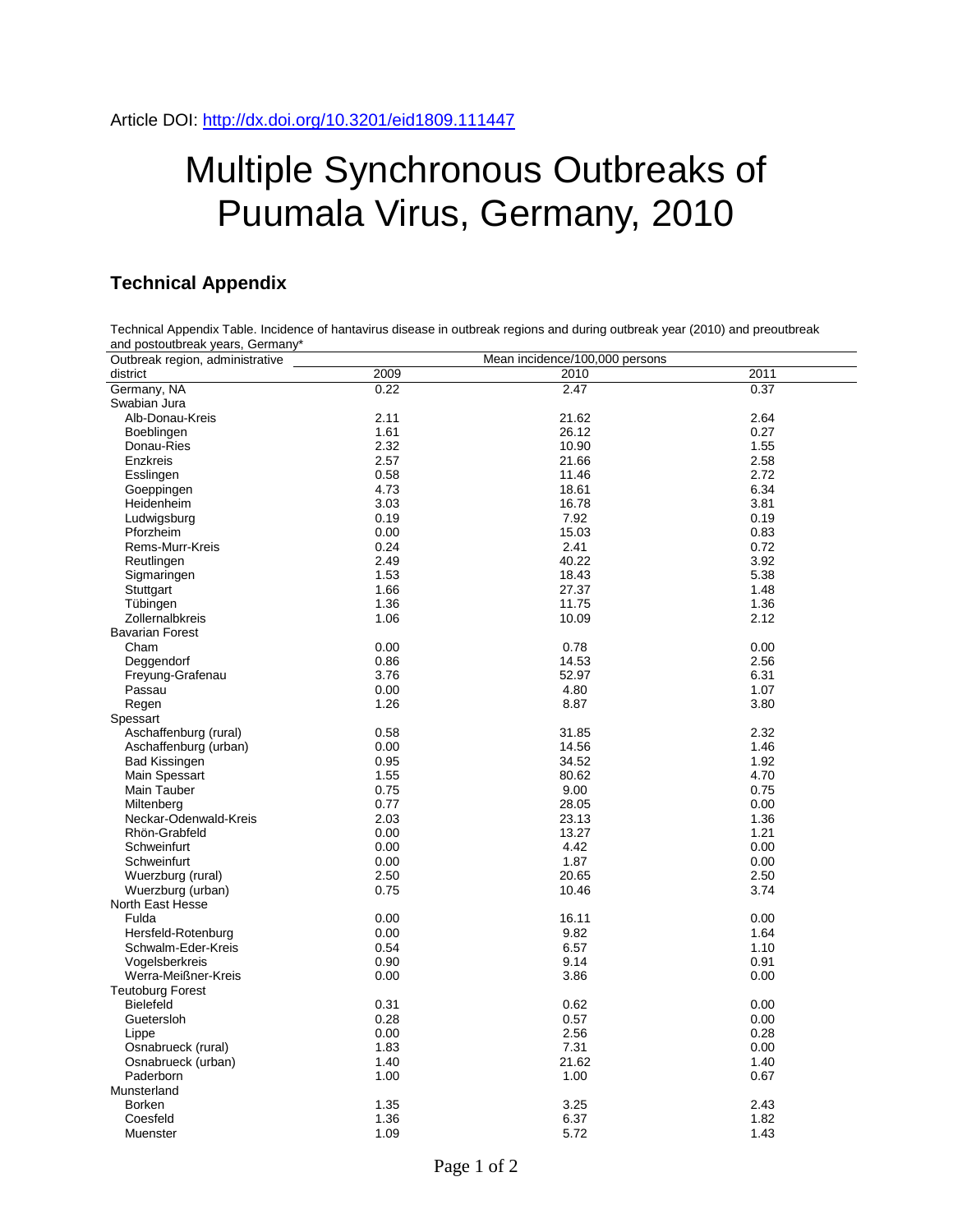Article DOI: http://dx.doi.org/10.3201/eid1809.111447

# Multiple Synchronous Outbreaks of Puumala Virus, Germany, 2010

## Technical Appendix

Technical Appendix Table. Incidence of hantavirus disease in outbreak regions and during outbreak year (2010) and preoutbreak and postoutbreak years, Germany*

| Outbreak region, administrative district | Mean incidence/100,000 persons | | |
|---|---|---|---|
| | 2009 | 2010 | 2011 |
| Germany, NA | 0.22 | 2.47 | 0.37 |
| Swabian Jura | | | |
| Alb-Donau-Kreis | 2.11 | 21.62 | 2.64 |
| Boeblingen | 1.61 | 26.12 | 0.27 |
| Donau-Ries | 2.32 | 10.90 | 1.55 |
| Enzkreis | 2.57 | 21.66 | 2.58 |
| Esslingen | 0.58 | 11.46 | 2.72 |
| Goeppingen | 4.73 | 18.61 | 6.34 |
| Heidenheim | 3.03 | 16.78 | 3.81 |
| Ludwigsburg | 0.19 | 7.92 | 0.19 |
| Pforzheim | 0.00 | 15.03 | 0.83 |
| Rems-Murr-Kreis | 0.24 | 2.41 | 0.72 |
| Reutlingen | 2.49 | 40.22 | 3.92 |
| Sigmaringen | 1.53 | 18.43 | 5.38 |
| Stuttgart | 1.66 | 27.37 | 1.48 |
| Tübingen | 1.36 | 11.75 | 1.36 |
| Zollernalbkreis | 1.06 | 10.09 | 2.12 |
| Bavarian Forest | | | |
| Cham | 0.00 | 0.78 | 0.00 |
| Deggendorf | 0.86 | 14.53 | 2.56 |
| Freyung-Grafenau | 3.76 | 52.97 | 6.31 |
| Passau | 0.00 | 4.80 | 1.07 |
| Regen | 1.26 | 8.87 | 3.80 |
| Spessart | | | |
| Aschaffenburg (rural) | 0.58 | 31.85 | 2.32 |
| Aschaffenburg (urban) | 0.00 | 14.56 | 1.46 |
| Bad Kissingen | 0.95 | 34.52 | 1.92 |
| Main Spessart | 1.55 | 80.62 | 4.70 |
| Main Tauber | 0.75 | 9.00 | 0.75 |
| Miltenberg | 0.77 | 28.05 | 0.00 |
| Neckar-Odenwald-Kreis | 2.03 | 23.13 | 1.36 |
| Rhön-Grabfeld | 0.00 | 13.27 | 1.21 |
| Schweinfurt | 0.00 | 4.42 | 0.00 |
| Schweinfurt | 0.00 | 1.87 | 0.00 |
| Wuerzburg (rural) | 2.50 | 20.65 | 2.50 |
| Wuerzburg (urban) | 0.75 | 10.46 | 3.74 |
| North East Hesse | | | |
| Fulda | 0.00 | 16.11 | 0.00 |
| Hersfeld-Rotenburg | 0.00 | 9.82 | 1.64 |
| Schwalm-Eder-Kreis | 0.54 | 6.57 | 1.10 |
| Vogelsberkreis | 0.90 | 9.14 | 0.91 |
| Werra-Meißner-Kreis | 0.00 | 3.86 | 0.00 |
| Teutoburg Forest | | | |
| Bielefeld | 0.31 | 0.62 | 0.00 |
| Guetersloh | 0.28 | 0.57 | 0.00 |
| Lippe | 0.00 | 2.56 | 0.28 |
| Osnabrueck (rural) | 1.83 | 7.31 | 0.00 |
| Osnabrueck (urban) | 1.40 | 21.62 | 1.40 |
| Paderborn | 1.00 | 1.00 | 0.67 |
| Munsterland | | | |
| Borken | 1.35 | 3.25 | 2.43 |
| Coesfeld | 1.36 | 6.37 | 1.82 |
| Muenster | 1.09 | 5.72 | 1.43 |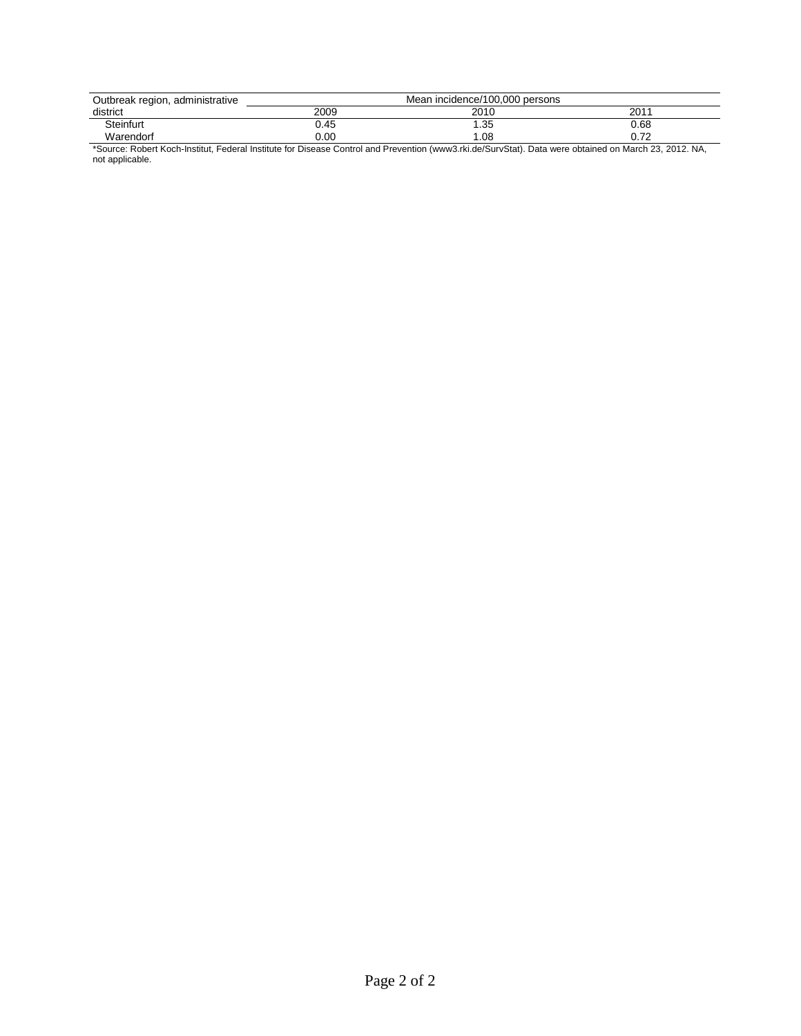| Outbreak region, administrative district | Mean incidence/100,000 persons | | |
|---|---|---|---|
| | 2009 | 2010 | 2011 |
| Steinfurt | 0.45 | 1.35 | 0.68 |
| Warendorf | 0.00 | 1.08 | 0.72 |

*Source: Robert Koch-Institut, Federal Institute for Disease Control and Prevention (www3.rki.de/SurvStat). Data were obtained on March 23, 2012. NA, not applicable.